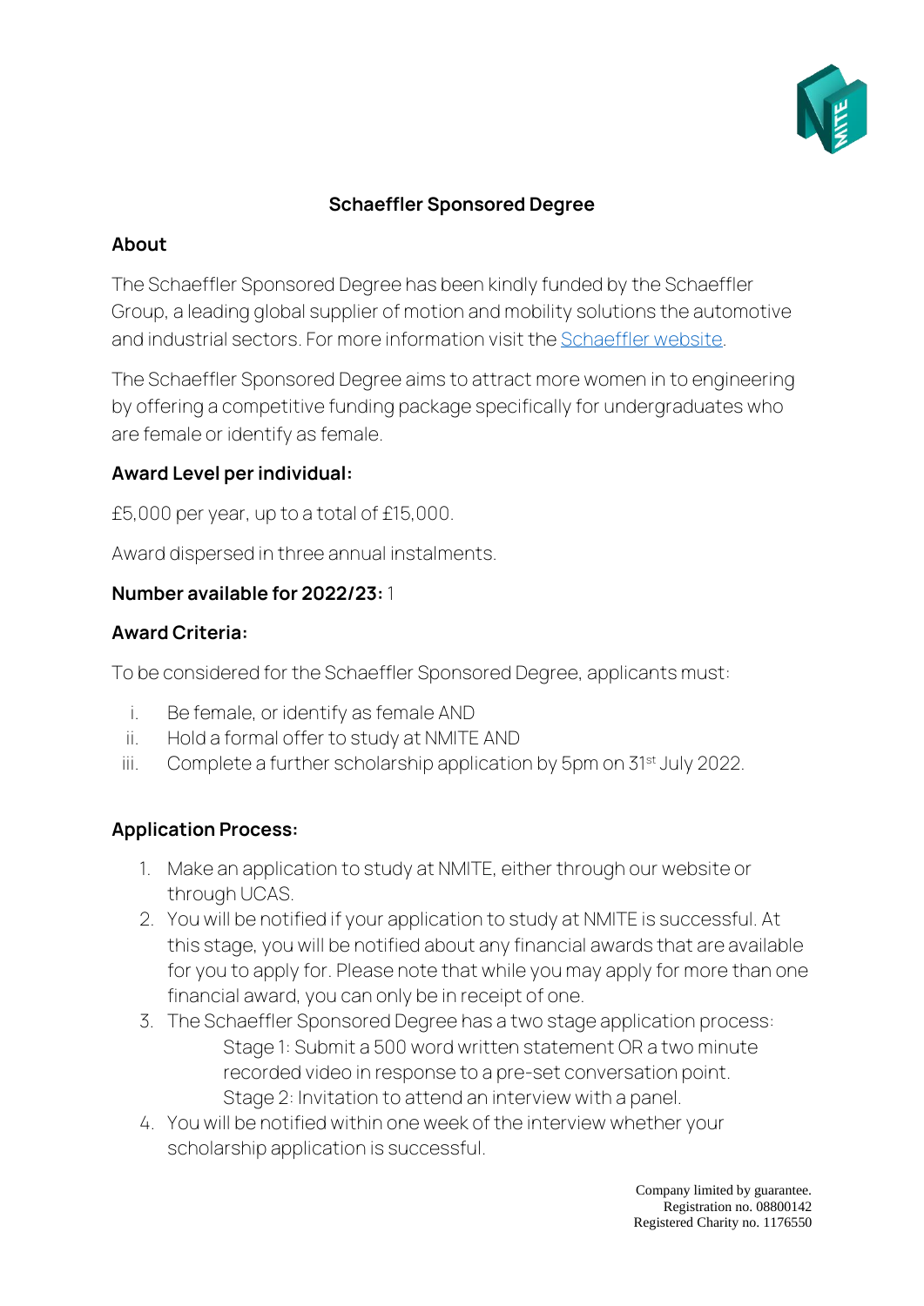# Schaeffler Sponsored Degree

## About

The Schaeffler Sponsored Degree has been kindly funded by the Schaeffler Group, a leading global supplier of motion and mobility solutions the automotive and industrial sectors. For more information visit the [Schaeffler website](Schaeffler website).

The Schaeffler Sponsored Degree aims to attract more women in to engineering by offering a competitive funding package specifically for undergraduates who are female or identify as female.

## Award Level per individual:

£5,000 per year, up to a total of £15,000.

Award dispersed in three annual instalments.

**Number available for 2022/23:** 1

## Award Criteria:

To be considered for the Schaeffler Sponsored Degree, applicants must:

i. Be female, or identify as female AND
ii. Hold a formal offer to study at NMITE AND
iii. Complete a further scholarship application by 5pm on 31st July 2022.

## Application Process:

1. Make an application to study at NMITE, either through our website or through UCAS.
2. You will be notified if your application to study at NMITE is successful. At this stage, you will be notified about any financial awards that are available for you to apply for. Please note that while you may apply for more than one financial award, you can only be in receipt of one.
3. The Schaeffler Sponsored Degree has a two stage application process:
   Stage 1: Submit a 500 word written statement OR a two minute recorded video in response to a pre-set conversation point.
   Stage 2: Invitation to attend an interview with a panel.
4. You will be notified within one week of the interview whether your scholarship application is successful.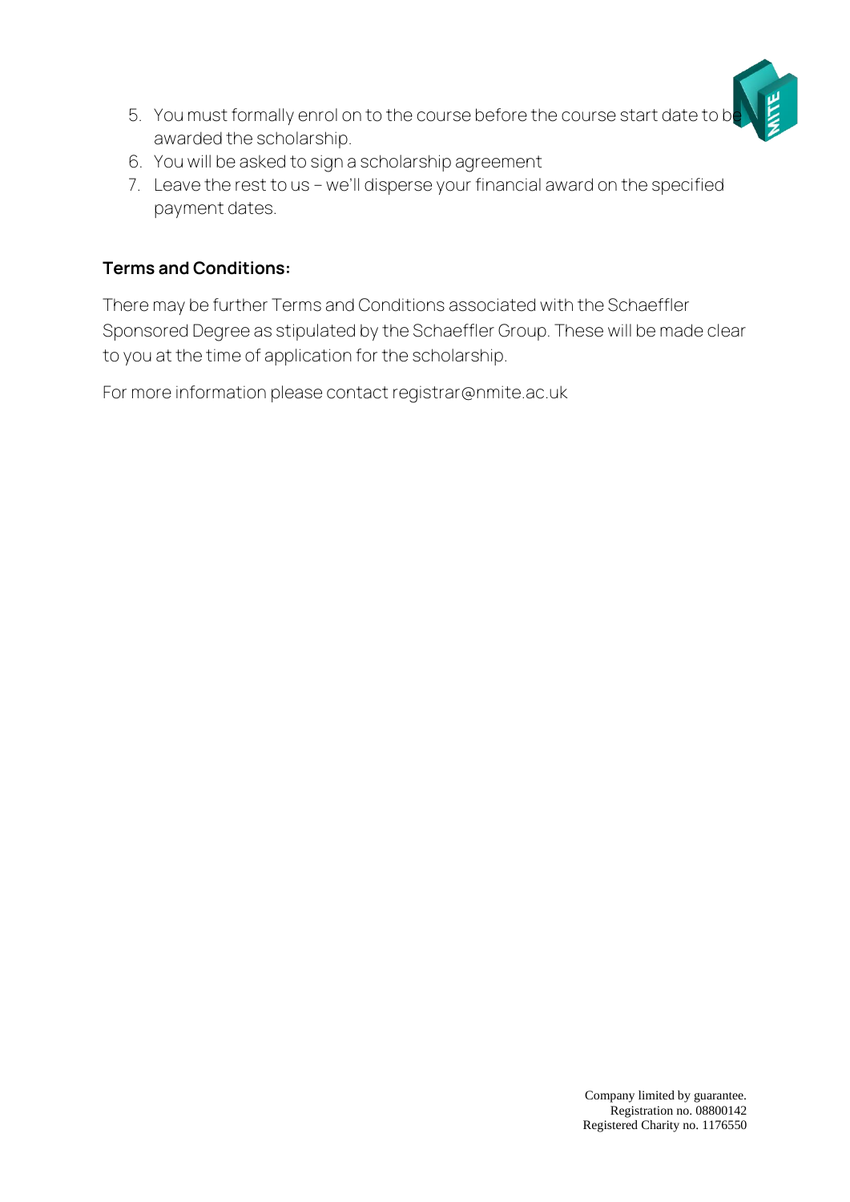5. You must formally enrol on to the course before the course start date to be awarded the scholarship.
6. You will be asked to sign a scholarship agreement
7. Leave the rest to us – we'll disperse your financial award on the specified payment dates.

**Terms and Conditions:**

There may be further Terms and Conditions associated with the Schaeffler Sponsored Degree as stipulated by the Schaeffler Group. These will be made clear to you at the time of application for the scholarship.

For more information please contact registrar@nmite.ac.uk

Company limited by guarantee.
Registration no. 08800142
Registered Charity no. 1176550